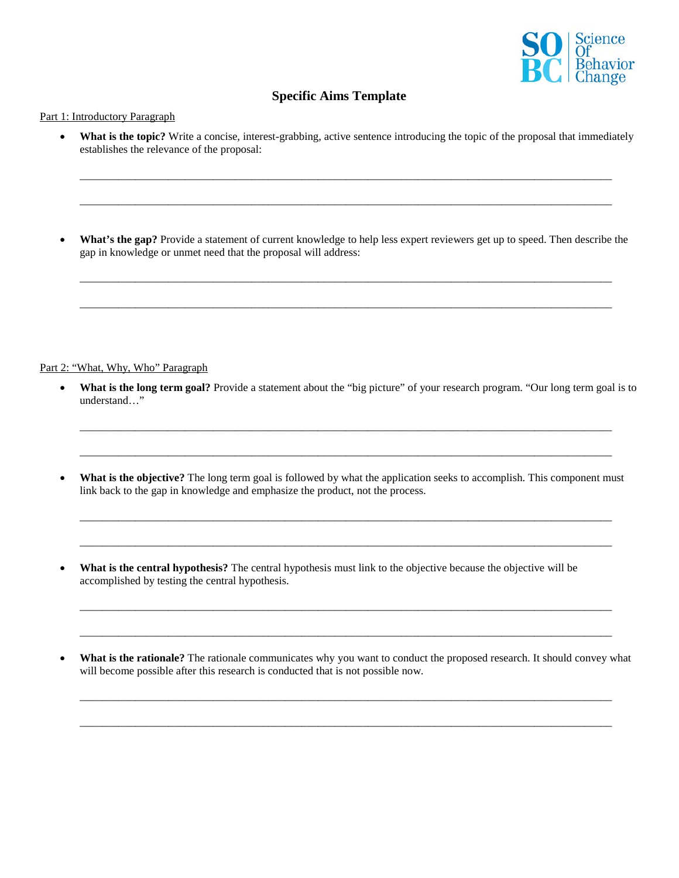Science Of Behavior Change

# Specific Aims Template

Part 1: Introductory Paragraph

- **What is the topic?** Write a concise, interest-grabbing, active sentence introducing the topic of the proposal that immediately establishes the relevance of the proposal:

___________________________________________________________________________________________

___________________________________________________________________________________________

- **What's the gap?** Provide a statement of current knowledge to help less expert reviewers get up to speed. Then describe the gap in knowledge or unmet need that the proposal will address:

___________________________________________________________________________________________

___________________________________________________________________________________________

Part 2: "What, Why, Who" Paragraph

- **What is the long term goal?** Provide a statement about the "big picture" of your research program. "Our long term goal is to understand…"

___________________________________________________________________________________________

___________________________________________________________________________________________

- **What is the objective?** The long term goal is followed by what the application seeks to accomplish. This component must link back to the gap in knowledge and emphasize the product, not the process.

___________________________________________________________________________________________

___________________________________________________________________________________________

- **What is the central hypothesis?** The central hypothesis must link to the objective because the objective will be accomplished by testing the central hypothesis.

___________________________________________________________________________________________

___________________________________________________________________________________________

- **What is the rationale?** The rationale communicates why you want to conduct the proposed research. It should convey what will become possible after this research is conducted that is not possible now.

___________________________________________________________________________________________

___________________________________________________________________________________________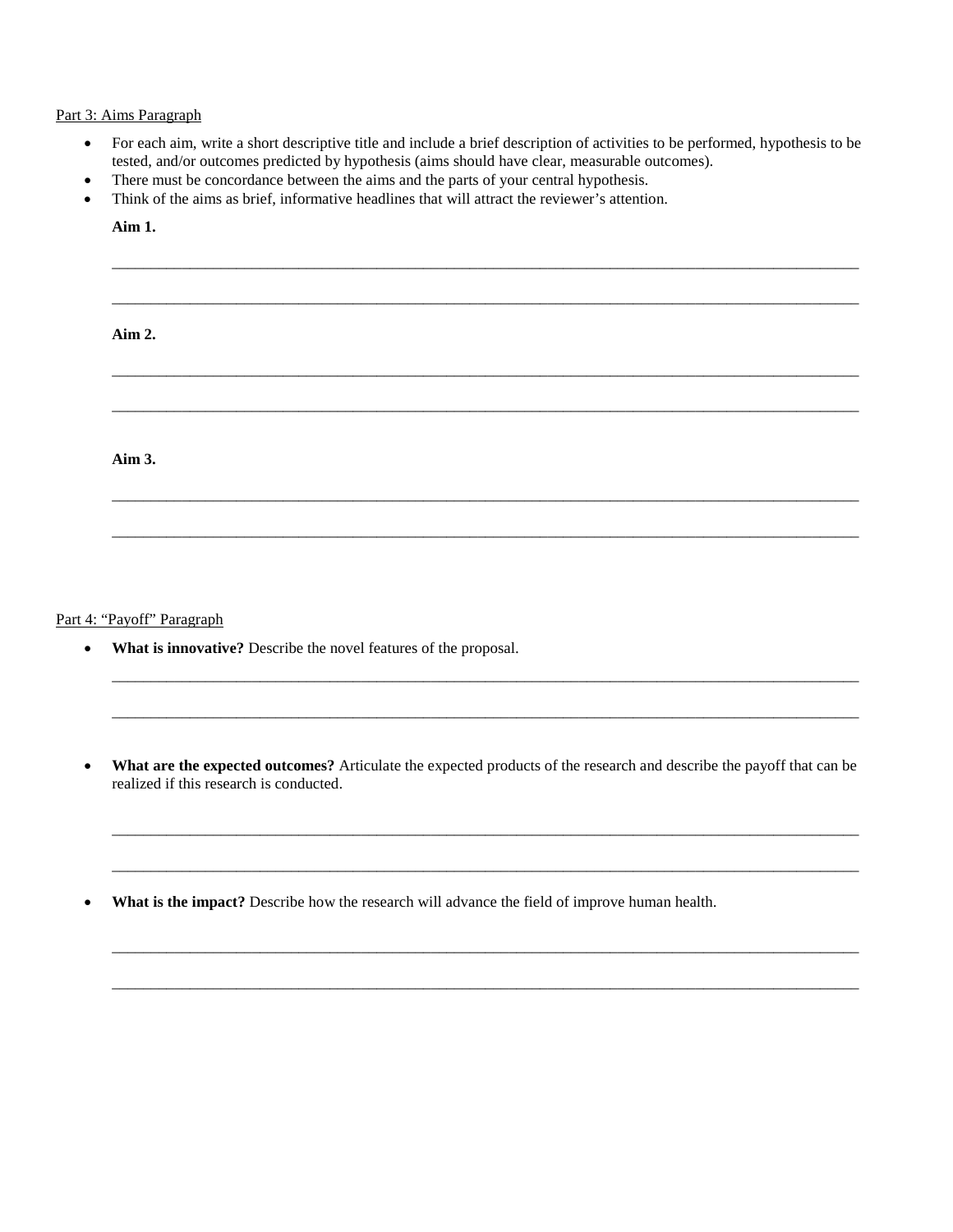<u>Part 3: Aims Paragraph</u>

- For each aim, write a short descriptive title and include a brief description of activities to be performed, hypothesis to be tested, and/or outcomes predicted by hypothesis (aims should have clear, measurable outcomes).
- There must be concordance between the aims and the parts of your central hypothesis.
- Think of the aims as brief, informative headlines that will attract the reviewer's attention.

**Aim 1.**

______________________________________________________________________________________

______________________________________________________________________________________

**Aim 2.**

______________________________________________________________________________________

______________________________________________________________________________________

**Aim 3.**

______________________________________________________________________________________

______________________________________________________________________________________

<u>Part 4: "Payoff" Paragraph</u>

- **What is innovative?** Describe the novel features of the proposal.

  ______________________________________________________________________________________

  ______________________________________________________________________________________

- **What are the expected outcomes?** Articulate the expected products of the research and describe the payoff that can be realized if this research is conducted.

  ______________________________________________________________________________________

  ______________________________________________________________________________________

- **What is the impact?** Describe how the research will advance the field of improve human health.

  ______________________________________________________________________________________

  ______________________________________________________________________________________